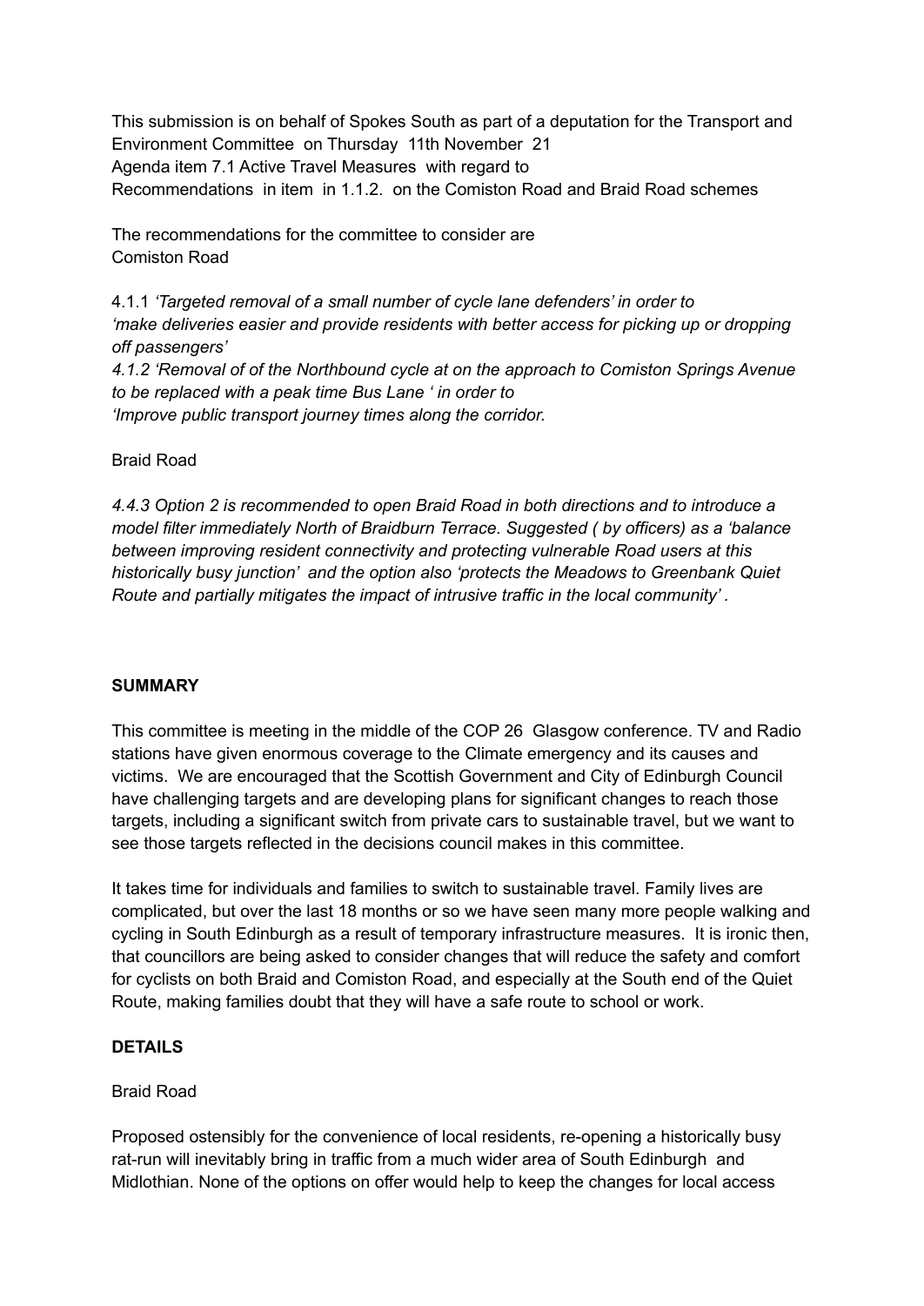This submission is on behalf of Spokes South as part of a deputation for the Transport and Environment Committee on Thursday 11th November 21
Agenda item 7.1 Active Travel Measures with regard to
Recommendations in item in 1.1.2. on the Comiston Road and Braid Road schemes

The recommendations for the committee to consider are
Comiston Road

4.1.1 *'Targeted removal of a small number of cycle lane defenders'* in order to *'make deliveries easier and provide residents with better access for picking up or dropping off passengers'*
*4.1.2 'Removal of of the Northbound cycle at on the approach to Comiston Springs Avenue to be replaced with a peak time Bus Lane ' in order to 'Improve public transport journey times along the corridor.*

Braid Road

*4.4.3 Option 2 is recommended to open Braid Road in both directions and to introduce a model filter immediately North of Braidburn Terrace. Suggested ( by officers) as a 'balance between improving resident connectivity and protecting vulnerable Road users at this historically busy junction' and the option also 'protects the Meadows to Greenbank Quiet Route and partially mitigates the impact of intrusive traffic in the local community' .*

**SUMMARY**

This committee is meeting in the middle of the COP 26 Glasgow conference. TV and Radio stations have given enormous coverage to the Climate emergency and its causes and victims. We are encouraged that the Scottish Government and City of Edinburgh Council have challenging targets and are developing plans for significant changes to reach those targets, including a significant switch from private cars to sustainable travel, but we want to see those targets reflected in the decisions council makes in this committee.

It takes time for individuals and families to switch to sustainable travel. Family lives are complicated, but over the last 18 months or so we have seen many more people walking and cycling in South Edinburgh as a result of temporary infrastructure measures. It is ironic then, that councillors are being asked to consider changes that will reduce the safety and comfort for cyclists on both Braid and Comiston Road, and especially at the South end of the Quiet Route, making families doubt that they will have a safe route to school or work.

**DETAILS**

Braid Road

Proposed ostensibly for the convenience of local residents, re-opening a historically busy rat-run will inevitably bring in traffic from a much wider area of South Edinburgh and Midlothian. None of the options on offer would help to keep the changes for local access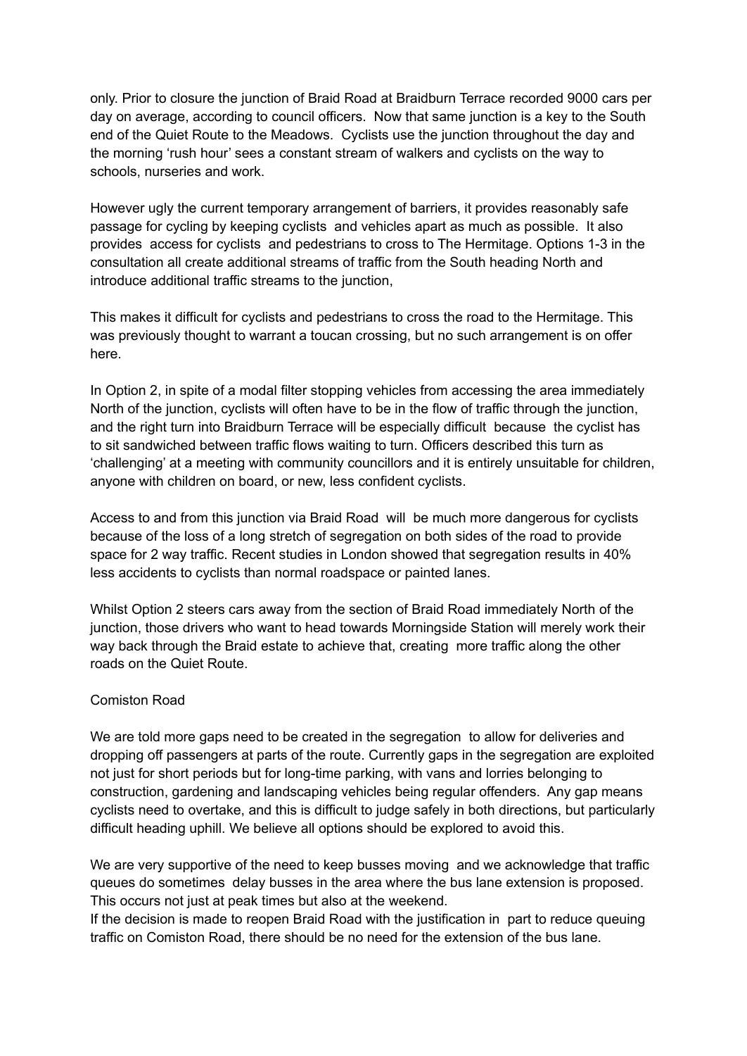only. Prior to closure the junction of Braid Road at Braidburn Terrace recorded 9000 cars per day on average, according to council officers. Now that same junction is a key to the South end of the Quiet Route to the Meadows. Cyclists use the junction throughout the day and the morning 'rush hour' sees a constant stream of walkers and cyclists on the way to schools, nurseries and work.

However ugly the current temporary arrangement of barriers, it provides reasonably safe passage for cycling by keeping cyclists and vehicles apart as much as possible. It also provides access for cyclists and pedestrians to cross to The Hermitage. Options 1-3 in the consultation all create additional streams of traffic from the South heading North and introduce additional traffic streams to the junction,

This makes it difficult for cyclists and pedestrians to cross the road to the Hermitage. This was previously thought to warrant a toucan crossing, but no such arrangement is on offer here.

In Option 2, in spite of a modal filter stopping vehicles from accessing the area immediately North of the junction, cyclists will often have to be in the flow of traffic through the junction, and the right turn into Braidburn Terrace will be especially difficult because the cyclist has to sit sandwiched between traffic flows waiting to turn. Officers described this turn as 'challenging' at a meeting with community councillors and it is entirely unsuitable for children, anyone with children on board, or new, less confident cyclists.

Access to and from this junction via Braid Road will be much more dangerous for cyclists because of the loss of a long stretch of segregation on both sides of the road to provide space for 2 way traffic. Recent studies in London showed that segregation results in 40% less accidents to cyclists than normal roadspace or painted lanes.

Whilst Option 2 steers cars away from the section of Braid Road immediately North of the junction, those drivers who want to head towards Morningside Station will merely work their way back through the Braid estate to achieve that, creating more traffic along the other roads on the Quiet Route.

Comiston Road

We are told more gaps need to be created in the segregation to allow for deliveries and dropping off passengers at parts of the route. Currently gaps in the segregation are exploited not just for short periods but for long-time parking, with vans and lorries belonging to construction, gardening and landscaping vehicles being regular offenders. Any gap means cyclists need to overtake, and this is difficult to judge safely in both directions, but particularly difficult heading uphill. We believe all options should be explored to avoid this.

We are very supportive of the need to keep busses moving and we acknowledge that traffic queues do sometimes delay busses in the area where the bus lane extension is proposed. This occurs not just at peak times but also at the weekend.
If the decision is made to reopen Braid Road with the justification in part to reduce queuing traffic on Comiston Road, there should be no need for the extension of the bus lane.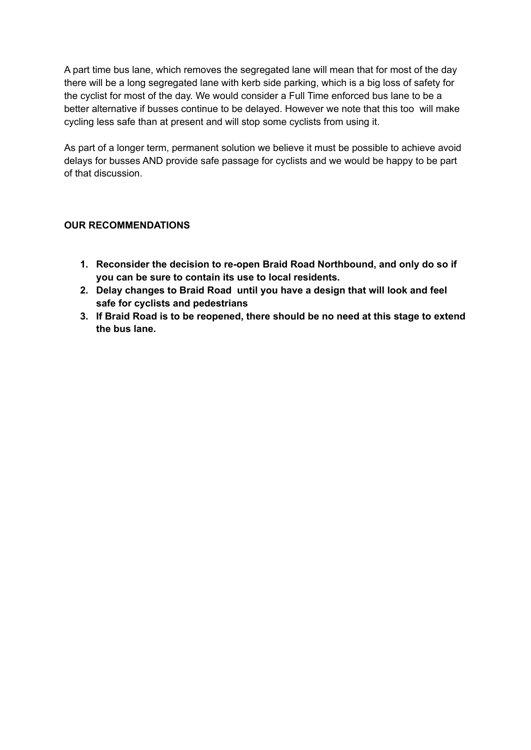A part time bus lane, which removes the segregated lane will mean that for most of the day there will be a long segregated lane with kerb side parking, which is a big loss of safety for the cyclist for most of the day. We would consider a Full Time enforced bus lane to be a better alternative if busses continue to be delayed. However we note that this too will make cycling less safe than at present and will stop some cyclists from using it.

As part of a longer term, permanent solution we believe it must be possible to achieve avoid delays for busses AND provide safe passage for cyclists and we would be happy to be part of that discussion.

**OUR RECOMMENDATIONS**

1. **Reconsider the decision to re-open Braid Road Northbound, and only do so if you can be sure to contain its use to local residents.**
2. **Delay changes to Braid Road until you have a design that will look and feel safe for cyclists and pedestrians**
3. **If Braid Road is to be reopened, there should be no need at this stage to extend the bus lane.**